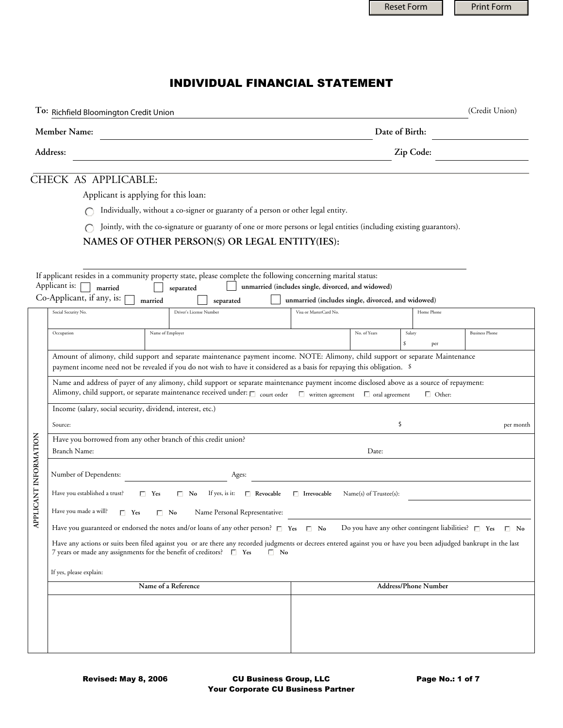# INDIVIDUAL FINANCIAL STATEMENT

**To:** Richfield Bloomington Credit Union (Credit Union)

**Member Name:** ____________________ **Date of Birth:** ____________

**Address:** ____________________ **Zip Code:** ____________

## CHECK AS APPLICABLE:

Applicant is applying for this loan:

- ○ Individually, without a co-signer or guaranty of a person or other legal entity.
- ○ Jointly, with the co-signature or guaranty of one or more persons or legal entities (including existing guarantors).

**NAMES OF OTHER PERSON(S) OR LEGAL ENTITY(IES):**

____________________

If applicant resides in a community property state, please complete the following concerning marital status:

Applicant is: ☐ **married** ☐ **separated** ☐ **unmarried (includes single, divorced, and widowed)**

Co-Applicant, if any, is: ☐ **married** ☐ **separated** ☐ **unmarried (includes single, divorced, and widowed)**

### APPLICANT INFORMATION

| Social Security No. | Driver's License Number | Visa or MasterCard No. | Home Phone |
|---|---|---|---|
| | | | |

| Occupation | Name of Employer | No. of Years | Salary | Business Phone |
|---|---|---|---|---|
| | | | $ per | |

Amount of alimony, child support and separate maintenance payment income. NOTE: Alimony, child support or separate Maintenance payment income need not be revealed if you do not wish to have it considered as a basis for repaying this obligation. $

Name and address of payer of any alimony, child support or separate maintenance payment income disclosed above as a source of repayment:

Alimony, child support, or separate maintenance received under: ☐ court order ☐ written agreement ☐ oral agreement ☐ Other:

Income (salary, social security, dividend, interest, etc.)

Source: $ per month

Have you borrowed from any other branch of this credit union?

Branch Name: Date:

Number of Dependents: ____________ Ages: ____________

Have you established a trust? ☐ **Yes** ☐ **No** If yes, is it: ☐ **Revocable** ☐ **Irrevocable** Name(s) of Trustee(s): ____________

Have you made a will? ☐ **Yes** ☐ **No** Name Personal Representative: ____________

Have you guaranteed or endorsed the notes and/or loans of any other person? ☐ **Yes** ☐ **No** Do you have any other contingent liabilities? ☐ **Yes** ☐ **No**

Have any actions or suits been filed against you or are there any recorded judgments or decrees entered against you or have you been adjudged bankrupt in the last 7 years or made any assignments for the benefit of creditors? ☐ **Yes** ☐ **No**

If yes, please explain:

| Name of a Reference | Address/Phone Number |
|---|---|
| | |

Revised: May 8, 2006 — CU Business Group, LLC — Your Corporate CU Business Partner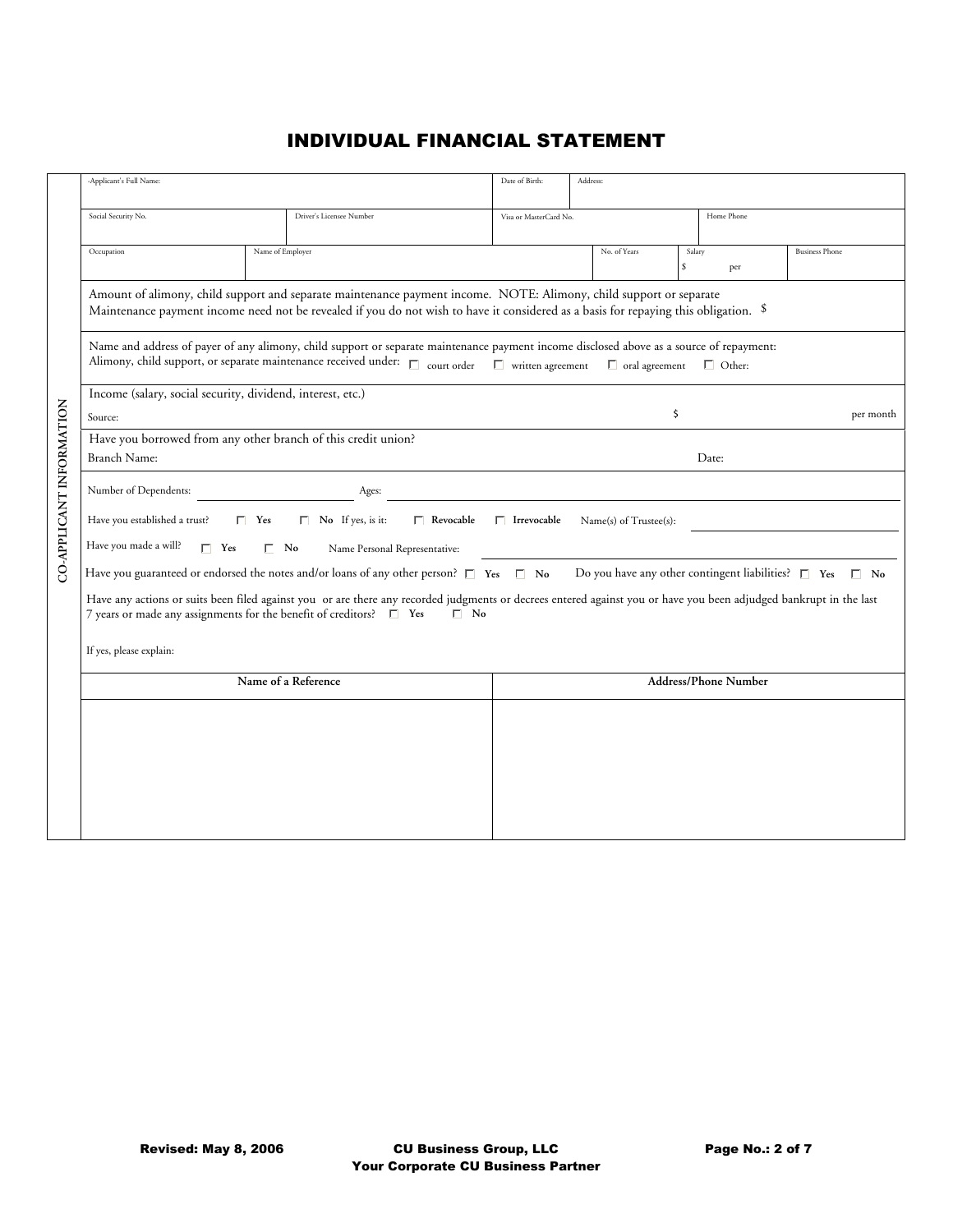# INDIVIDUAL FINANCIAL STATEMENT

**CO-APPLICANT INFORMATION**

| -Applicant's Full Name: | | | Date of Birth: | Address: | | |
|---|---|---|---|---|---|---|
| Social Security No. | Driver's Licensee Number | | Visa or MasterCard No. | | Home Phone | |
| Occupation | Name of Employer | | | No. of Years | Salary $ per | Business Phone |

Amount of alimony, child support and separate maintenance payment income. NOTE: Alimony, child support or separate Maintenance payment income need not be revealed if you do not wish to have it considered as a basis for repaying this obligation. $

Name and address of payer of any alimony, child support or separate maintenance payment income disclosed above as a source of repayment:
Alimony, child support, or separate maintenance received under: ☐ court order ☐ written agreement ☐ oral agreement ☐ Other:

Income (salary, social security, dividend, interest, etc.)
Source: $ per month

Have you borrowed from any other branch of this credit union?
Branch Name: Date:

Number of Dependents: ______________ Ages: ______________

Have you established a trust? ☐ Yes ☐ No If yes, is it: ☐ Revocable ☐ Irrevocable Name(s) of Trustee(s): ______________

Have you made a will? ☐ Yes ☐ No Name Personal Representative: ______________

Have you guaranteed or endorsed the notes and/or loans of any other person? ☐ Yes ☐ No Do you have any other contingent liabilities? ☐ Yes ☐ No

Have any actions or suits been filed against you or are there any recorded judgments or decrees entered against you or have you been adjudged bankrupt in the last 7 years or made any assignments for the benefit of creditors? ☐ Yes ☐ No

If yes, please explain:

| Name of a Reference | Address/Phone Number |
|---|---|
| | |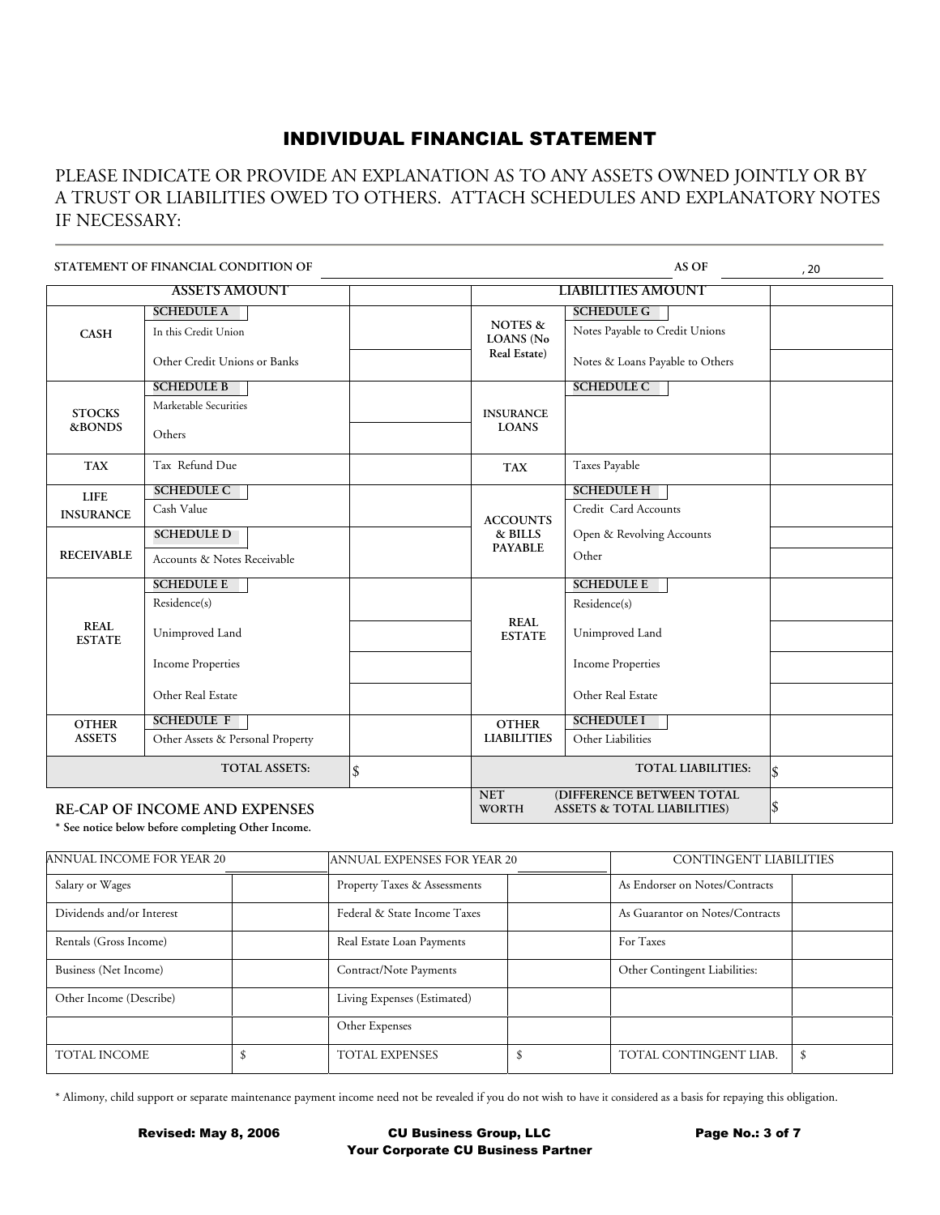# INDIVIDUAL FINANCIAL STATEMENT

PLEASE INDICATE OR PROVIDE AN EXPLANATION AS TO ANY ASSETS OWNED JOINTLY OR BY A TRUST OR LIABILITIES OWED TO OTHERS. ATTACH SCHEDULES AND EXPLANATORY NOTES IF NECESSARY:

**STATEMENT OF FINANCIAL CONDITION OF** ______________________________ **AS OF** ____________, 20

| ASSETS AMOUNT | | | LIABILITIES AMOUNT | | |
|---|---|---|---|---|---|
| **CASH** | **SCHEDULE A** | | **NOTES & LOANS (No Real Estate)** | **SCHEDULE G** | |
| | In this Credit Union | | | Notes Payable to Credit Unions | |
| | Other Credit Unions or Banks | | | Notes & Loans Payable to Others | |
| **STOCKS &BONDS** | **SCHEDULE B** | | **INSURANCE LOANS** | **SCHEDULE C** | |
| | Marketable Securities | | | | |
| | Others | | | | |
| **TAX** | Tax Refund Due | | **TAX** | Taxes Payable | |
| **LIFE INSURANCE** | **SCHEDULE C** | | **ACCOUNTS & BILLS PAYABLE** | **SCHEDULE H** | |
| | Cash Value | | | Credit Card Accounts | |
| **RECEIVABLE** | **SCHEDULE D** | | | Open & Revolving Accounts | |
| | Accounts & Notes Receivable | | | Other | |
| **REAL ESTATE** | **SCHEDULE E** | | **REAL ESTATE** | **SCHEDULE E** | |
| | Residence(s) | | | Residence(s) | |
| | Unimproved Land | | | Unimproved Land | |
| | Income Properties | | | Income Properties | |
| | Other Real Estate | | | Other Real Estate | |
| **OTHER ASSETS** | **SCHEDULE F** | | **OTHER LIABILITIES** | **SCHEDULE I** | |
| | Other Assets & Personal Property | | | Other Liabilities | |
| | **TOTAL ASSETS:** | $ | | **TOTAL LIABILITIES:** | $ |
| | | | **NET WORTH** | **(DIFFERENCE BETWEEN TOTAL ASSETS & TOTAL LIABILITIES)** | $ |

## RE-CAP OF INCOME AND EXPENSES

**\* See notice below before completing Other Income.**

| ANNUAL INCOME FOR YEAR 20 ____ | | ANNUAL EXPENSES FOR YEAR 20 ____ | | CONTINGENT LIABILITIES | |
|---|---|---|---|---|---|
| Salary or Wages | | Property Taxes & Assessments | | As Endorser on Notes/Contracts | |
| Dividends and/or Interest | | Federal & State Income Taxes | | As Guarantor on Notes/Contracts | |
| Rentals (Gross Income) | | Real Estate Loan Payments | | For Taxes | |
| Business (Net Income) | | Contract/Note Payments | | Other Contingent Liabilities: | |
| Other Income (Describe) | | Living Expenses (Estimated) | | | |
| | | Other Expenses | | | |
| TOTAL INCOME | $ | TOTAL EXPENSES | $ | TOTAL CONTINGENT LIAB. | $ |

\* Alimony, child support or separate maintenance payment income need not be revealed if you do not wish to have it considered as a basis for repaying this obligation.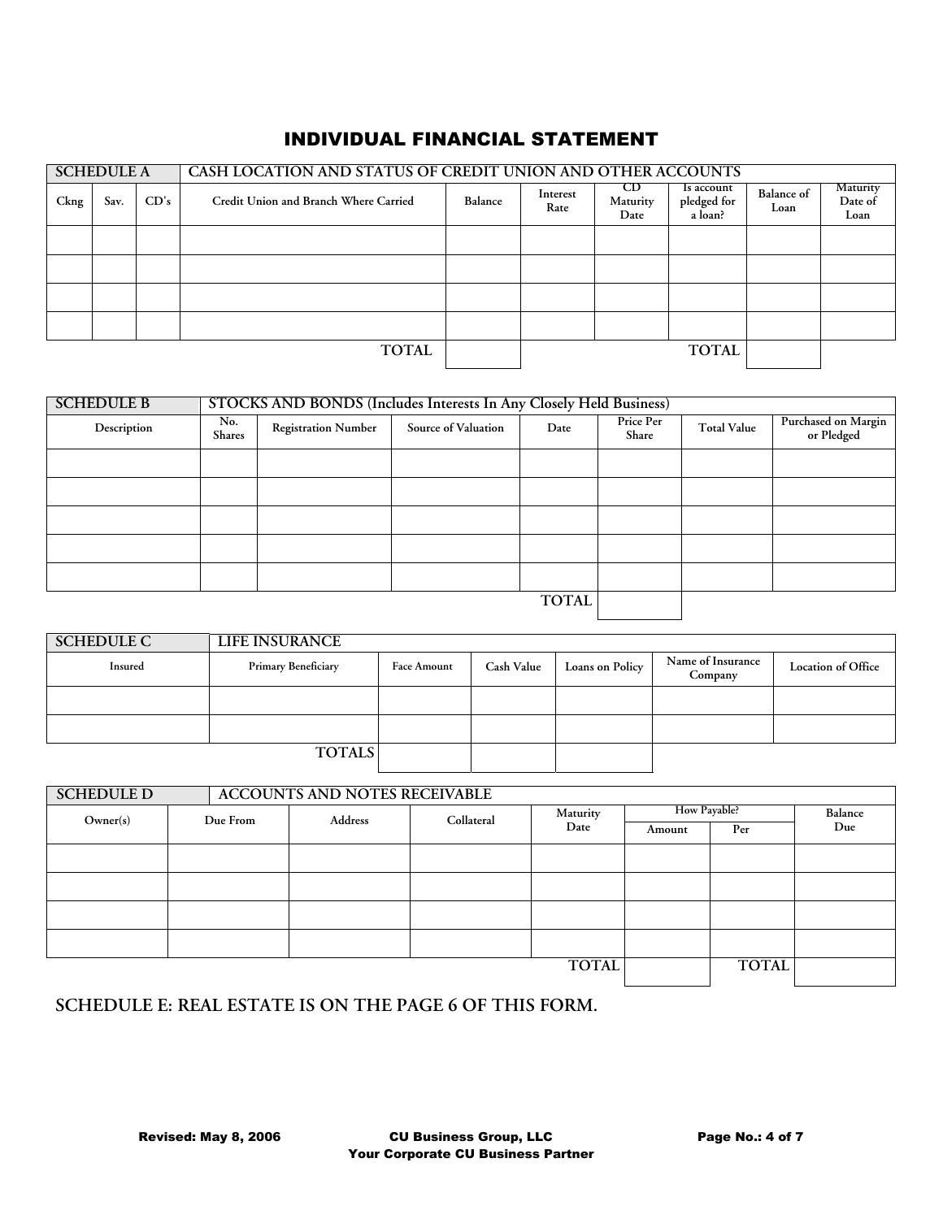# INDIVIDUAL FINANCIAL STATEMENT

| SCHEDULE A | | | CASH LOCATION AND STATUS OF CREDIT UNION AND OTHER ACCOUNTS | | | | | | |
|---|---|---|---|---|---|---|---|---|---|
| Ckng | Sav. | CD's | Credit Union and Branch Where Carried | Balance | Interest Rate | CD Maturity Date | Is account pledged for a loan? | Balance of Loan | Maturity Date of Loan |
| | | | | | | | | | |
| | | | | | | | | | |
| | | | | | | | | | |
| | | | | | | | | | |
| | | | TOTAL | | | | TOTAL | | |

| SCHEDULE B | STOCKS AND BONDS (Includes Interests In Any Closely Held Business) | | | | | | |
|---|---|---|---|---|---|---|---|
| Description | No. Shares | Registration Number | Source of Valuation | Date | Price Per Share | Total Value | Purchased on Margin or Pledged |
| | | | | | | | |
| | | | | | | | |
| | | | | | | | |
| | | | | | | | |
| | | | | | | | |
| | | | | TOTAL | | | |

| SCHEDULE C | LIFE INSURANCE | | | | | |
|---|---|---|---|---|---|---|
| Insured | Primary Beneficiary | Face Amount | Cash Value | Loans on Policy | Name of Insurance Company | Location of Office |
| | | | | | | |
| | | | | | | |
| | TOTALS | | | | | |

| SCHEDULE D | ACCOUNTS AND NOTES RECEIVABLE | | | | | | |
|---|---|---|---|---|---|---|---|
| Owner(s) | Due From | Address | Collateral | Maturity Date | How Payable? | | Balance Due |
| | | | | | Amount | Per | |
| | | | | | | | |
| | | | | | | | |
| | | | | | | | |
| | | | | | | | |
| | | | | TOTAL | | TOTAL | |

**SCHEDULE E: REAL ESTATE IS ON THE PAGE 6 OF THIS FORM.**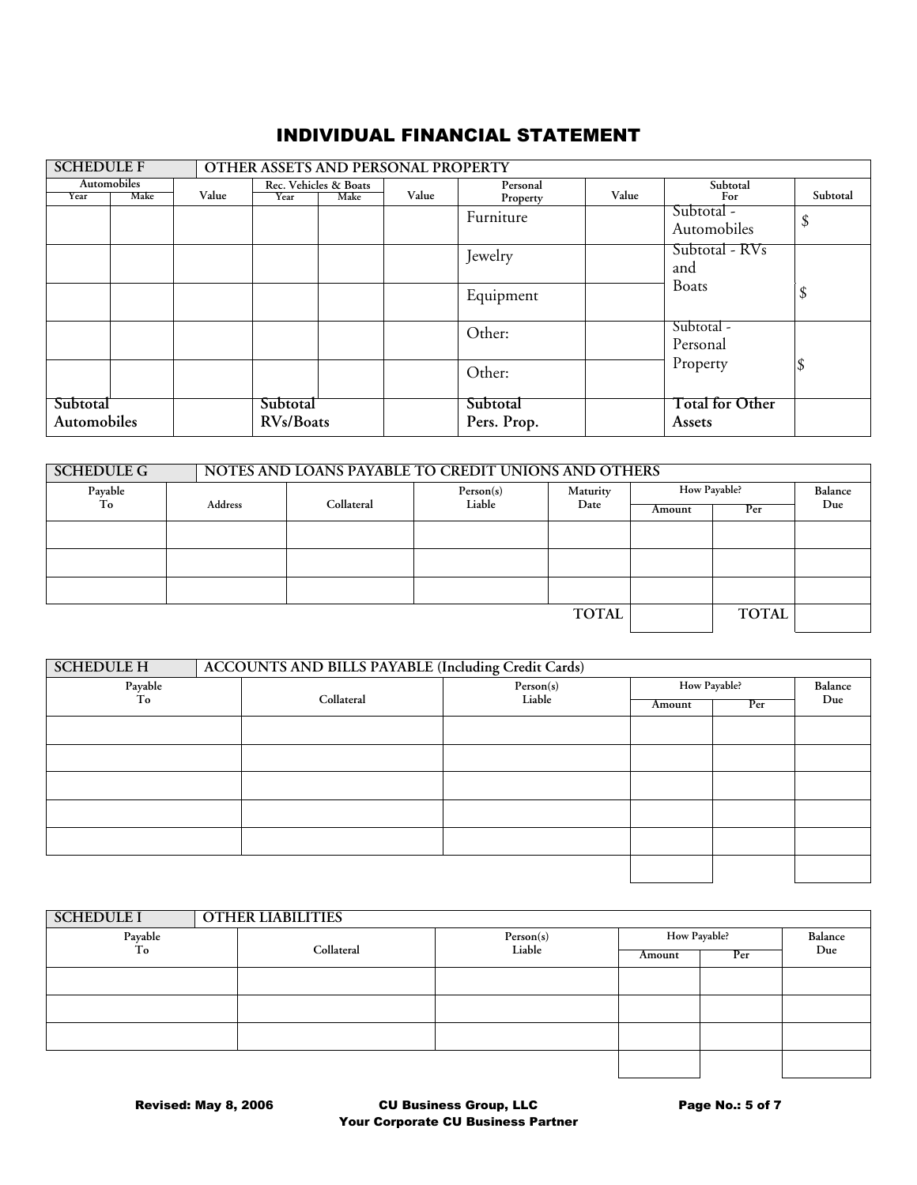# INDIVIDUAL FINANCIAL STATEMENT

| SCHEDULE F | OTHER ASSETS AND PERSONAL PROPERTY | | | | | | | | |
|---|---|---|---|---|---|---|---|---|---|
| Automobiles | | Value | Rec. Vehicles & Boats | | Value | Personal Property | Value | Subtotal For | Subtotal |
| Year | Make | | Year | Make | | | | | |
| | | | | | | Furniture | | Subtotal - Automobiles | $ |
| | | | | | | Jewelry | | Subtotal - RVs and Boats | $ |
| | | | | | | Equipment | | | |
| | | | | | | Other: | | Subtotal - Personal Property | $ |
| | | | | | | Other: | | | |
| Subtotal Automobiles | | | Subtotal RVs/Boats | | | Subtotal Pers. Prop. | | Total for Other Assets | |

| SCHEDULE G | NOTES AND LOANS PAYABLE TO CREDIT UNIONS AND OTHERS | | | | | | |
|---|---|---|---|---|---|---|---|
| Payable To | Address | Collateral | Person(s) Liable | Maturity Date | How Payable? | | Balance Due |
| | | | | | Amount | Per | |
| | | | | | | | |
| | | | | | | | |
| | | | | | | | |
| | | | | TOTAL | | TOTAL | |

| SCHEDULE H | ACCOUNTS AND BILLS PAYABLE (Including Credit Cards) | | | | |
|---|---|---|---|---|---|
| Payable To | Collateral | Person(s) Liable | How Payable? | | Balance Due |
| | | | Amount | Per | |
| | | | | | |
| | | | | | |
| | | | | | |
| | | | | | |
| | | | | | |
| | | | | | |

| SCHEDULE I | OTHER LIABILITIES | | | | |
|---|---|---|---|---|---|
| Payable To | Collateral | Person(s) Liable | How Payable? | | Balance Due |
| | | | Amount | Per | |
| | | | | | |
| | | | | | |
| | | | | | |
| | | | | | |

Revised: May 8, 2006 CU Business Group, LLC
Your Corporate CU Business Partner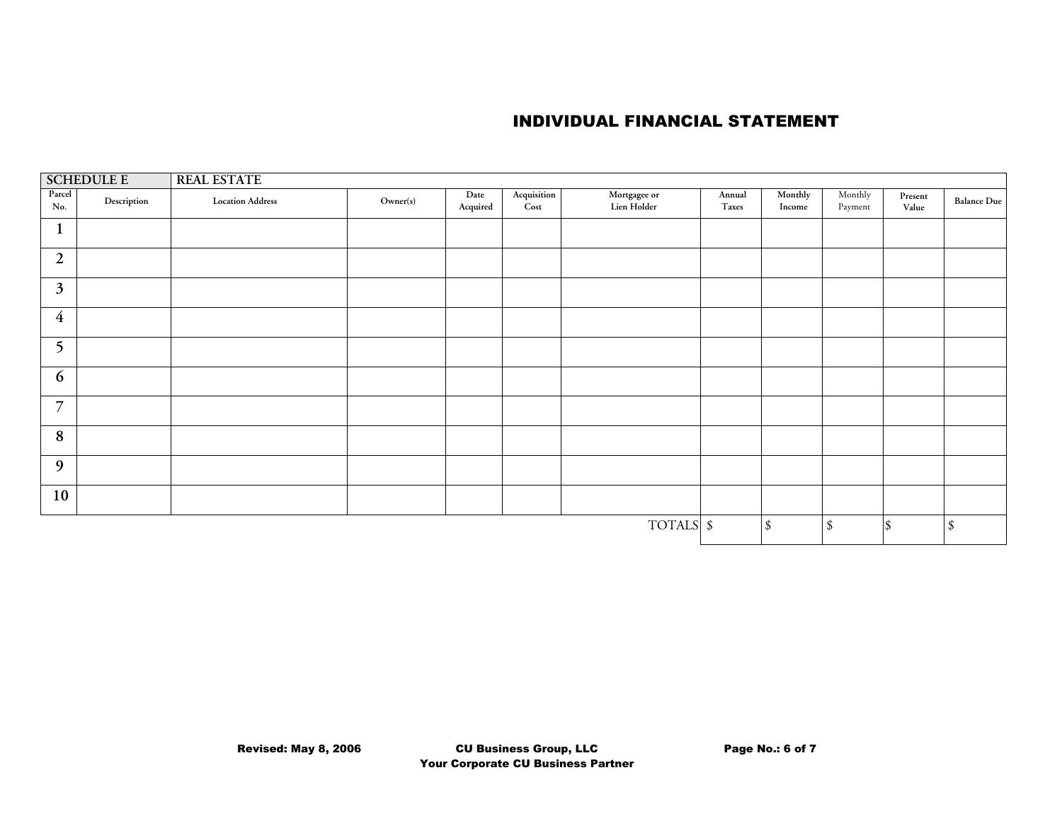# INDIVIDUAL FINANCIAL STATEMENT

| SCHEDULE E | REAL ESTATE | | | | | | | | | | |
|---|---|---|---|---|---|---|---|---|---|---|---|
| Parcel No. | Description | Location Address | Owner(s) | Date Acquired | Acquisition Cost | Mortgagee or Lien Holder | Annual Taxes | Monthly Income | Monthly Payment | Present Value | Balance Due |
| 1 | | | | | | | | | | | |
| 2 | | | | | | | | | | | |
| 3 | | | | | | | | | | | |
| 4 | | | | | | | | | | | |
| 5 | | | | | | | | | | | |
| 6 | | | | | | | | | | | |
| 7 | | | | | | | | | | | |
| 8 | | | | | | | | | | | |
| 9 | | | | | | | | | | | |
| 10 | | | | | | | | | | | |
| | | | | | | TOTALS | $ | $ | $ | $ | $ |

Revised: May 8, 2006 CU Business Group, LLC
Your Corporate CU Business Partner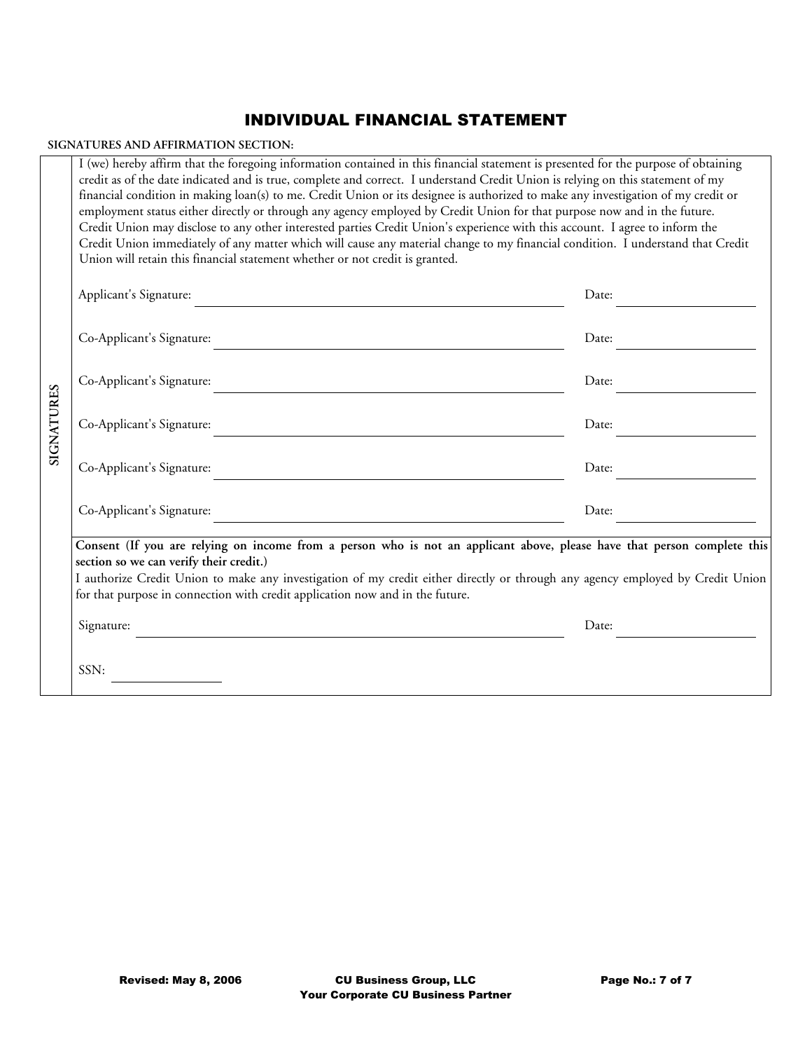# INDIVIDUAL FINANCIAL STATEMENT

**SIGNATURES AND AFFIRMATION SECTION:**

**SIGNATURES**

I (we) hereby affirm that the foregoing information contained in this financial statement is presented for the purpose of obtaining credit as of the date indicated and is true, complete and correct. I understand Credit Union is relying on this statement of my financial condition in making loan(s) to me. Credit Union or its designee is authorized to make any investigation of my credit or employment status either directly or through any agency employed by Credit Union for that purpose now and in the future. Credit Union may disclose to any other interested parties Credit Union's experience with this account. I agree to inform the Credit Union immediately of any matter which will cause any material change to my financial condition. I understand that Credit Union will retain this financial statement whether or not credit is granted.

Applicant's Signature: ______________________________ Date: ______________

Co-Applicant's Signature: ______________________________ Date: ______________

Co-Applicant's Signature: ______________________________ Date: ______________

Co-Applicant's Signature: ______________________________ Date: ______________

Co-Applicant's Signature: ______________________________ Date: ______________

Co-Applicant's Signature: ______________________________ Date: ______________

**Consent (If you are relying on income from a person who is not an applicant above, please have that person complete this section so we can verify their credit.)**

I authorize Credit Union to make any investigation of my credit either directly or through any agency employed by Credit Union for that purpose in connection with credit application now and in the future.

Signature: ______________________________ Date: ______________

SSN: ______________

Revised: May 8, 2006 CU Business Group, LLC
Your Corporate CU Business Partner